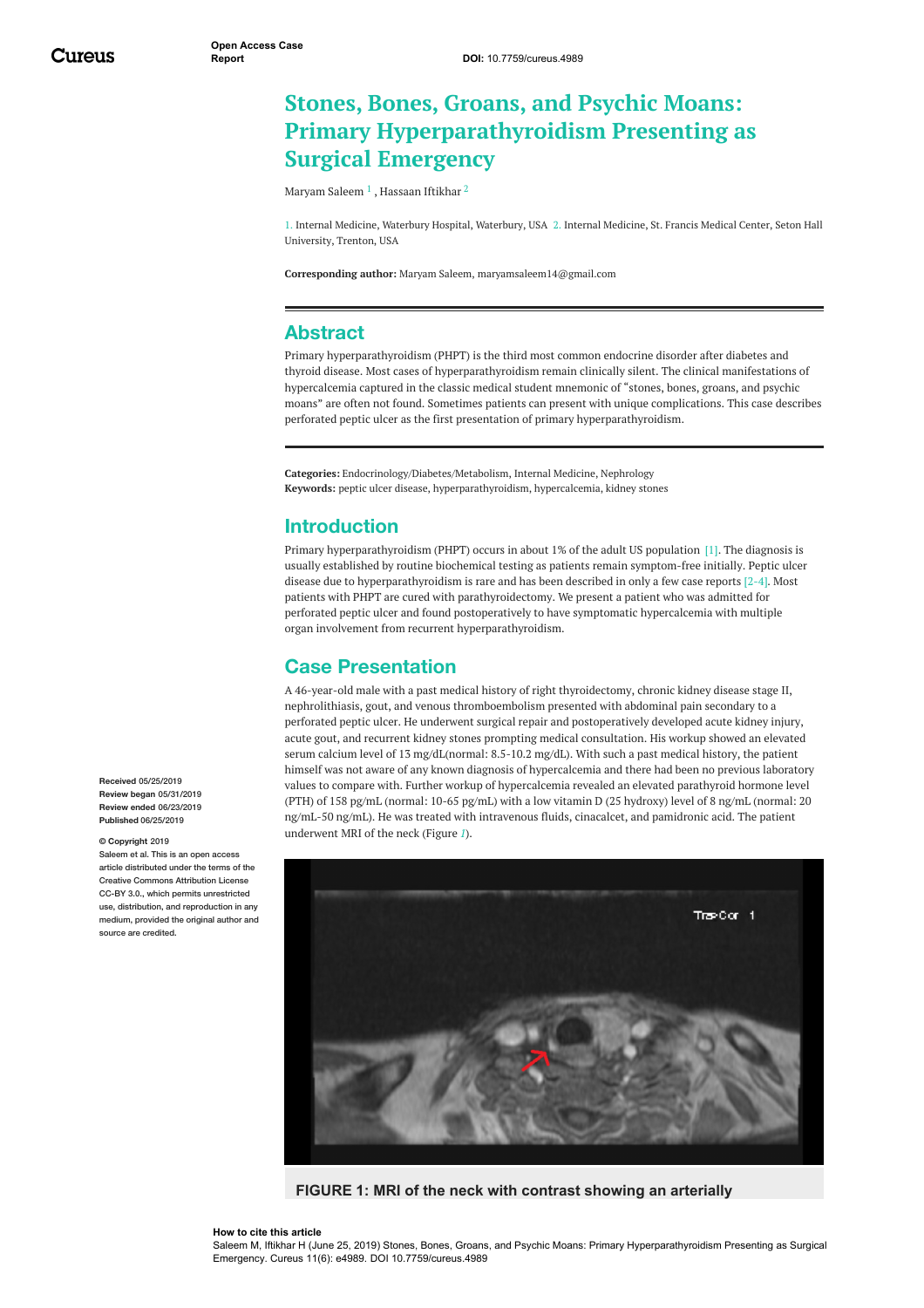Open Access Case Report

DOI: 10.7759/cureus.4989

# Stones, Bones, Groans, and Psychic Moans: Primary Hyperparathyroidism Presenting as Surgical Emergency

Maryam Saleem [1] , Hassaan Iftikhar [2]

1. Internal Medicine, Waterbury Hospital, Waterbury, USA 2. Internal Medicine, St. Francis Medical Center, Seton Hall University, Trenton, USA

**Corresponding author:** Maryam Saleem, maryamsaleem14@gmail.com

## Abstract

Primary hyperparathyroidism (PHPT) is the third most common endocrine disorder after diabetes and thyroid disease. Most cases of hyperparathyroidism remain clinically silent. The clinical manifestations of hypercalcemia captured in the classic medical student mnemonic of "stones, bones, groans, and psychic moans" are often not found. Sometimes patients can present with unique complications. This case describes perforated peptic ulcer as the first presentation of primary hyperparathyroidism.

**Categories:** Endocrinology/Diabetes/Metabolism, Internal Medicine, Nephrology
**Keywords:** peptic ulcer disease, hyperparathyroidism, hypercalcemia, kidney stones

## Introduction

Primary hyperparathyroidism (PHPT) occurs in about 1% of the adult US population [1]. The diagnosis is usually established by routine biochemical testing as patients remain symptom-free initially. Peptic ulcer disease due to hyperparathyroidism is rare and has been described in only a few case reports [2-4]. Most patients with PHPT are cured with parathyroidectomy. We present a patient who was admitted for perforated peptic ulcer and found postoperatively to have symptomatic hypercalcemia with multiple organ involvement from recurrent hyperparathyroidism.

## Case Presentation

A 46-year-old male with a past medical history of right thyroidectomy, chronic kidney disease stage II, nephrolithiasis, gout, and venous thromboembolism presented with abdominal pain secondary to a perforated peptic ulcer. He underwent surgical repair and postoperatively developed acute kidney injury, acute gout, and recurrent kidney stones prompting medical consultation. His workup showed an elevated serum calcium level of 13 mg/dL(normal: 8.5-10.2 mg/dL). With such a past medical history, the patient himself was not aware of any known diagnosis of hypercalcemia and there had been no previous laboratory values to compare with. Further workup of hypercalcemia revealed an elevated parathyroid hormone level (PTH) of 158 pg/mL (normal: 10-65 pg/mL) with a low vitamin D (25 hydroxy) level of 8 ng/mL (normal: 20 ng/mL-50 ng/mL). He was treated with intravenous fluids, cinacalcet, and pamidronic acid. The patient underwent MRI of the neck (Figure 1).

Received 05/25/2019
Review began 05/31/2019
Review ended 06/23/2019
Published 06/25/2019

© Copyright 2019
Saleem et al. This is an open access article distributed under the terms of the Creative Commons Attribution License CC-BY 3.0., which permits unrestricted use, distribution, and reproduction in any medium, provided the original author and source are credited.

**FIGURE 1: MRI of the neck with contrast showing an arterially**

**How to cite this article**
Saleem M, Iftikhar H (June 25, 2019) Stones, Bones, Groans, and Psychic Moans: Primary Hyperparathyroidism Presenting as Surgical Emergency. Cureus 11(6): e4989. DOI 10.7759/cureus.4989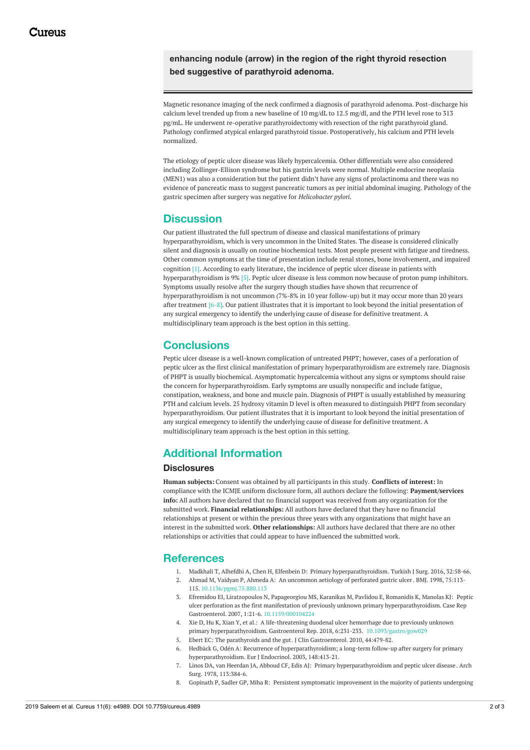**enhancing nodule (arrow) in the region of the right thyroid resection bed suggestive of parathyroid adenoma.**

Magnetic resonance imaging of the neck confirmed a diagnosis of parathyroid adenoma. Post-discharge his calcium level trended up from a new baseline of 10 mg/dL to 12.5 mg/dl, and the PTH level rose to 313 pg/mL. He underwent re-operative parathyroidectomy with resection of the right parathyroid gland. Pathology confirmed atypical enlarged parathyroid tissue. Postoperatively, his calcium and PTH levels normalized.

The etiology of peptic ulcer disease was likely hypercalcemia. Other differentials were also considered including Zollinger-Ellison syndrome but his gastrin levels were normal. Multiple endocrine neoplasia (MEN1) was also a consideration but the patient didn't have any signs of prolactinoma and there was no evidence of pancreatic mass to suggest pancreatic tumors as per initial abdominal imaging. Pathology of the gastric specimen after surgery was negative for *Helicobacter pylori*.

## Discussion

Our patient illustrated the full spectrum of disease and classical manifestations of primary hyperparathyroidism, which is very uncommon in the United States. The disease is considered clinically silent and diagnosis is usually on routine biochemical tests. Most people present with fatigue and tiredness. Other common symptoms at the time of presentation include renal stones, bone involvement, and impaired cognition [1]. According to early literature, the incidence of peptic ulcer disease in patients with hyperparathyroidism is 9% [5]. Peptic ulcer disease is less common now because of proton pump inhibitors. Symptoms usually resolve after the surgery though studies have shown that recurrence of hyperparathyroidism is not uncommon (7%-8% in 10 year follow-up) but it may occur more than 20 years after treatment [6-8]. Our patient illustrates that it is important to look beyond the initial presentation of any surgical emergency to identify the underlying cause of disease for definitive treatment. A multidisciplinary team approach is the best option in this setting.

## Conclusions

Peptic ulcer disease is a well-known complication of untreated PHPT; however, cases of a perforation of peptic ulcer as the first clinical manifestation of primary hyperparathyroidism are extremely rare. Diagnosis of PHPT is usually biochemical. Asymptomatic hypercalcemia without any signs or symptoms should raise the concern for hyperparathyroidism. Early symptoms are usually nonspecific and include fatigue, constipation, weakness, and bone and muscle pain. Diagnosis of PHPT is usually established by measuring PTH and calcium levels. 25 hydroxy vitamin D level is often measured to distinguish PHPT from secondary hyperparathyroidism. Our patient illustrates that it is important to look beyond the initial presentation of any surgical emergency to identify the underlying cause of disease for definitive treatment. A multidisciplinary team approach is the best option in this setting.

## Additional Information

### Disclosures

**Human subjects:** Consent was obtained by all participants in this study. **Conflicts of interest:** In compliance with the ICMJE uniform disclosure form, all authors declare the following: **Payment/services info:** All authors have declared that no financial support was received from any organization for the submitted work. **Financial relationships:** All authors have declared that they have no financial relationships at present or within the previous three years with any organizations that might have an interest in the submitted work. **Other relationships:** All authors have declared that there are no other relationships or activities that could appear to have influenced the submitted work.

## References

1. Madkhali T, Alhefdhi A, Chen H, Elfenbein D: Primary hyperparathyroidism. Turkish J Surg. 2016, 32:58-66.
2. Ahmad M, Vaidyan P, Ahmeda A: An uncommon aetiology of perforated gastric ulcer. BMJ. 1998, 75:113-115. 10.1136/pgmj.75.880.113
3. Efremidou EI, Liratzopoulos N, Papageorgiou MS, Karanikas M, Pavlidou E, Romanidis K, Manolas KJ: Peptic ulcer perforation as the first manifestation of previously unknown primary hyperparathyroidism. Case Rep Gastroenterol. 2007, 1:21-6. 10.1159/000104224
4. Xie D, Hu K, Xian Y, et al.: A life-threatening duodenal ulcer hemorrhage due to previously unknown primary hyperparathyroidism. Gastroenterol Rep. 2018, 6:231-233. 10.1093/gastro/gow029
5. Ebert EC: The parathyroids and the gut. J Clin Gastroenterol. 2010, 44:479-82.
6. Hedbäck G, Odén A: Recurrence of hyperparathyroidism; a long-term follow-up after surgery for primary hyperparathyroidism. Eur J Endocrinol. 2003, 148:413-21.
7. Linos DA, van Heerdan JA, Abboud CF, Edis AJ: Primary hyperparathyroidism and peptic ulcer disease. Arch Surg. 1978, 113:384-6.
8. Gopinath P, Sadler GP, Miha R: Persistent symptomatic improvement in the majority of patients undergoing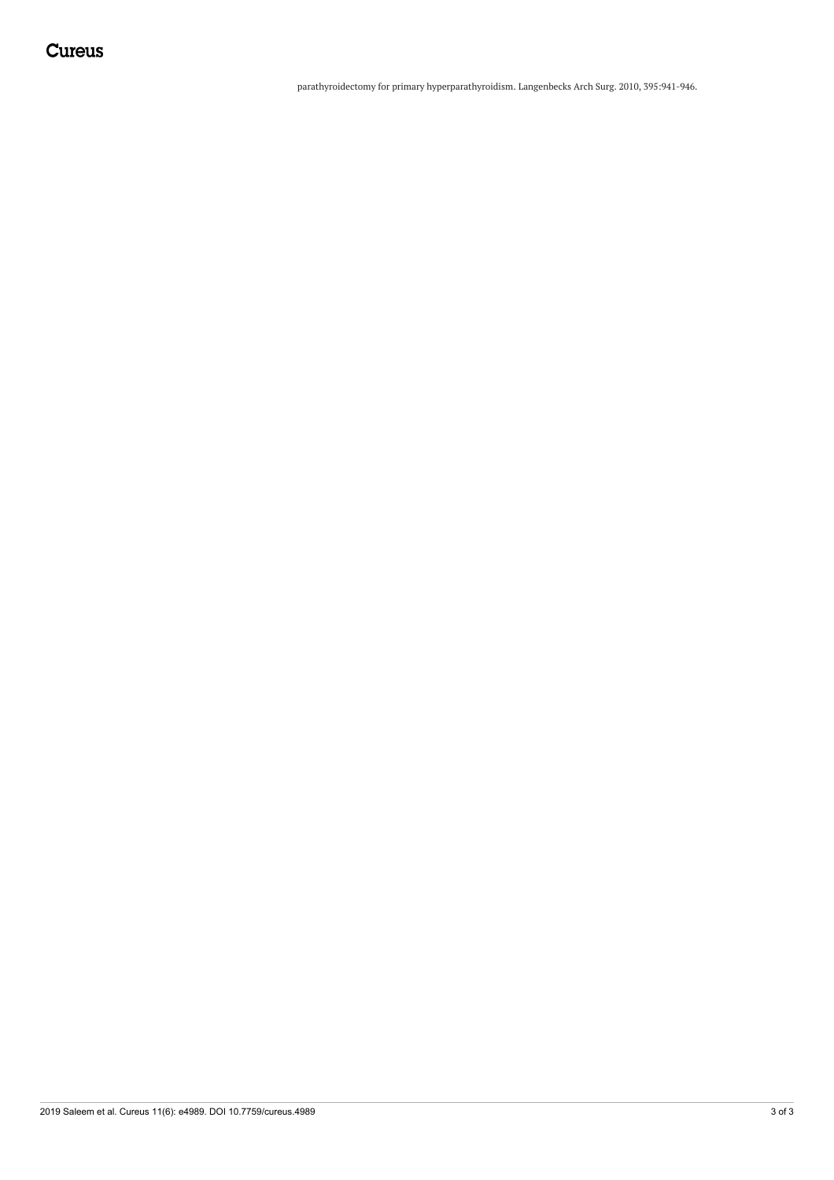parathyroidectomy for primary hyperparathyroidism. Langenbecks Arch Surg. 2010, 395:941-946.